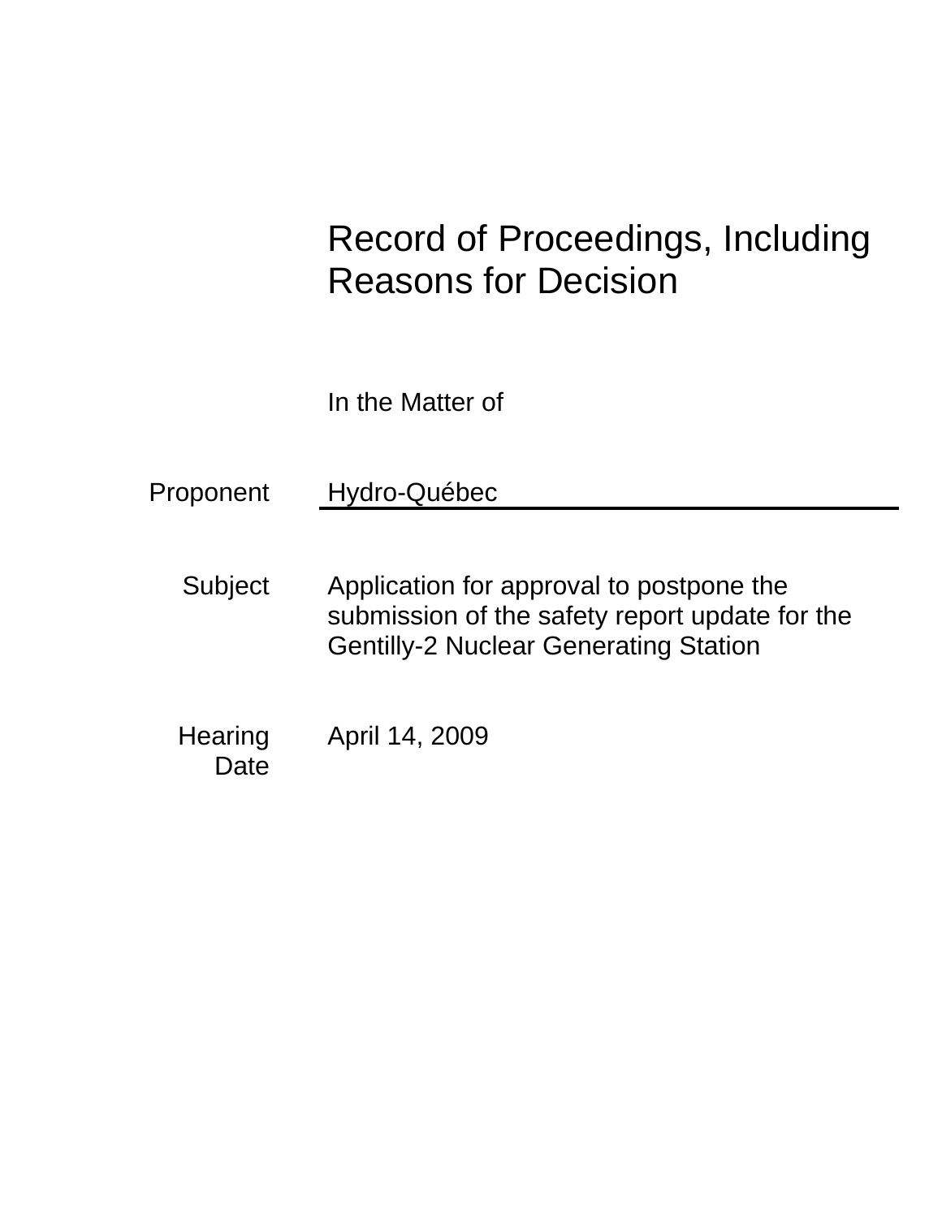# Record of Proceedings, Including Reasons for Decision

In the Matter of

| | |
|---|---|
| Proponent | Hydro-Québec |
| Subject | Application for approval to postpone the submission of the safety report update for the Gentilly-2 Nuclear Generating Station |
| Hearing Date | April 14, 2009 |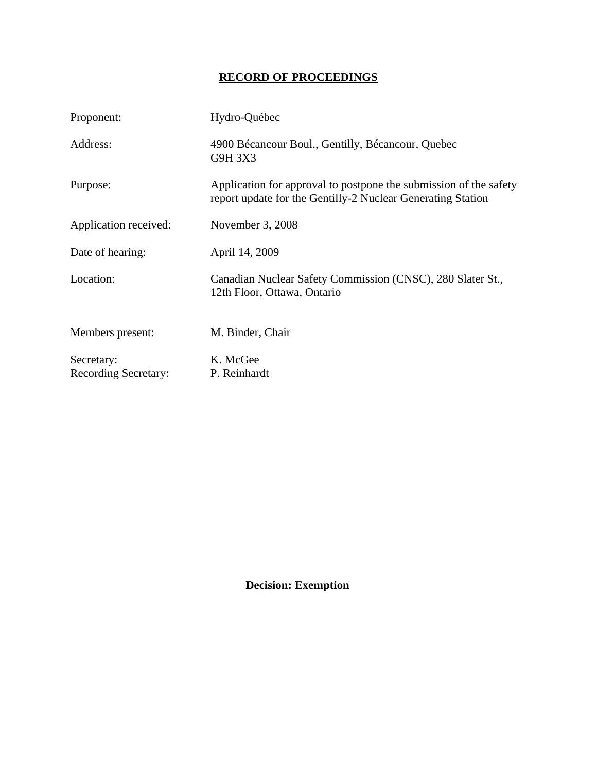# **RECORD OF PROCEEDINGS**

| | |
|---|---|
| Proponent: | Hydro-Québec |
| Address: | 4900 Bécancour Boul., Gentilly, Bécancour, Quebec G9H 3X3 |
| Purpose: | Application for approval to postpone the submission of the safety report update for the Gentilly-2 Nuclear Generating Station |
| Application received: | November 3, 2008 |
| Date of hearing: | April 14, 2009 |
| Location: | Canadian Nuclear Safety Commission (CNSC), 280 Slater St., 12th Floor, Ottawa, Ontario |
| Members present: | M. Binder, Chair |
| Secretary: | K. McGee |
| Recording Secretary: | P. Reinhardt |

**Decision: Exemption**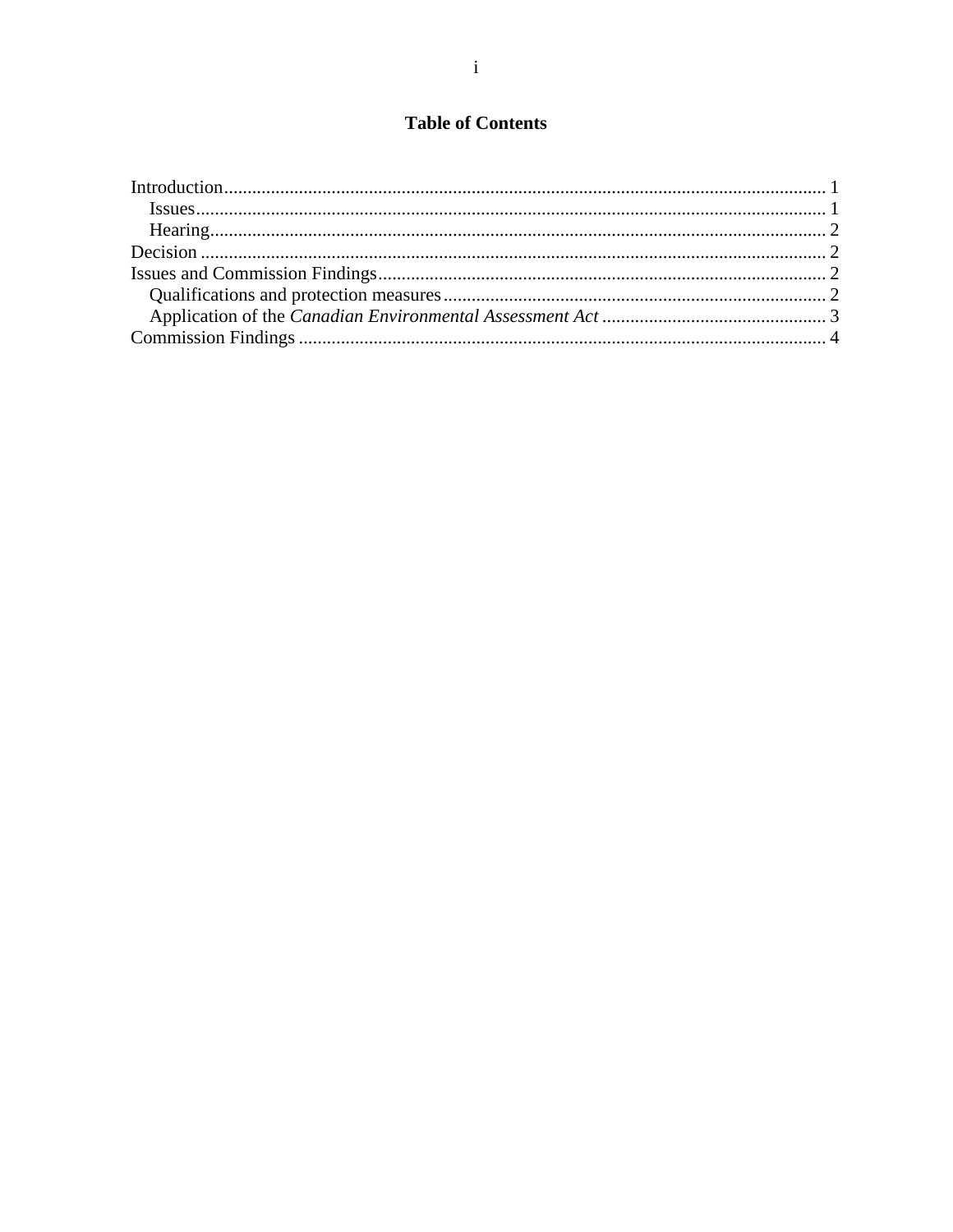# Table of Contents

Introduction................................................................................................................ 1
- Issues..................................................................................................................... 1
- Hearing.................................................................................................................. 2

Decision .................................................................................................................... 2

Issues and Commission Findings............................................................................... 2
- Qualifications and protection measures................................................................. 2
- Application of the *Canadian Environmental Assessment Act* ................................................ 3

Commission Findings ................................................................................................ 4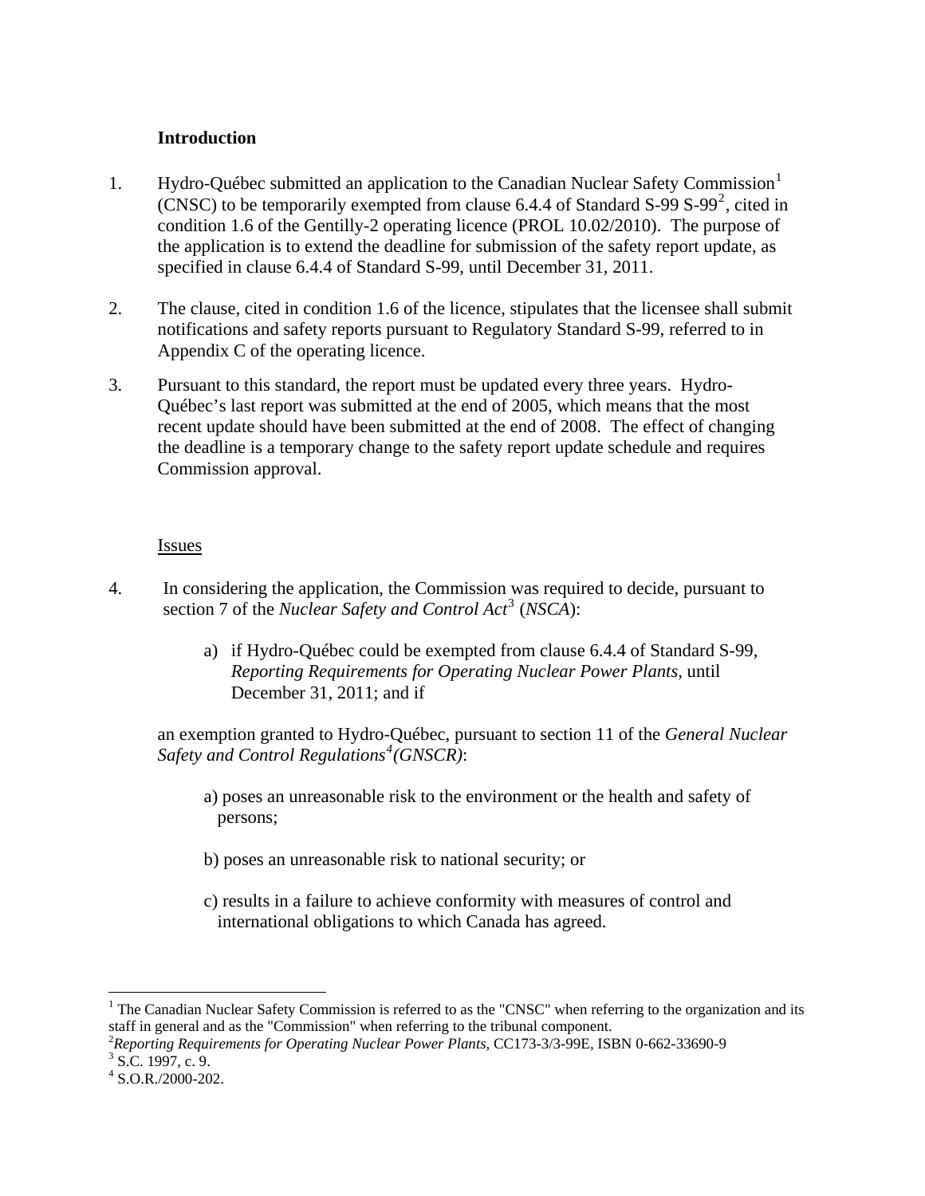**Introduction**

1. Hydro-Québec submitted an application to the Canadian Nuclear Safety Commission[1] (CNSC) to be temporarily exempted from clause 6.4.4 of Standard S-99 S-99[2], cited in condition 1.6 of the Gentilly-2 operating licence (PROL 10.02/2010). The purpose of the application is to extend the deadline for submission of the safety report update, as specified in clause 6.4.4 of Standard S-99, until December 31, 2011.

2. The clause, cited in condition 1.6 of the licence, stipulates that the licensee shall submit notifications and safety reports pursuant to Regulatory Standard S-99, referred to in Appendix C of the operating licence.

3. Pursuant to this standard, the report must be updated every three years. Hydro-Québec's last report was submitted at the end of 2005, which means that the most recent update should have been submitted at the end of 2008. The effect of changing the deadline is a temporary change to the safety report update schedule and requires Commission approval.

Issues

4. In considering the application, the Commission was required to decide, pursuant to section 7 of the *Nuclear Safety and Control Act*[3] (*NSCA*):

   a) if Hydro-Québec could be exempted from clause 6.4.4 of Standard S-99, *Reporting Requirements for Operating Nuclear Power Plants*, until December 31, 2011; and if

   an exemption granted to Hydro-Québec, pursuant to section 11 of the *General Nuclear Safety and Control Regulations*[4]*(GNSCR)*:

   a) poses an unreasonable risk to the environment or the health and safety of persons;

   b) poses an unreasonable risk to national security; or

   c) results in a failure to achieve conformity with measures of control and international obligations to which Canada has agreed.

---

[1] The Canadian Nuclear Safety Commission is referred to as the "CNSC" when referring to the organization and its staff in general and as the "Commission" when referring to the tribunal component.

[2] *Reporting Requirements for Operating Nuclear Power Plants*, CC173-3/3-99E, ISBN 0-662-33690-9

[3] S.C. 1997, c. 9.

[4] S.O.R./2000-202.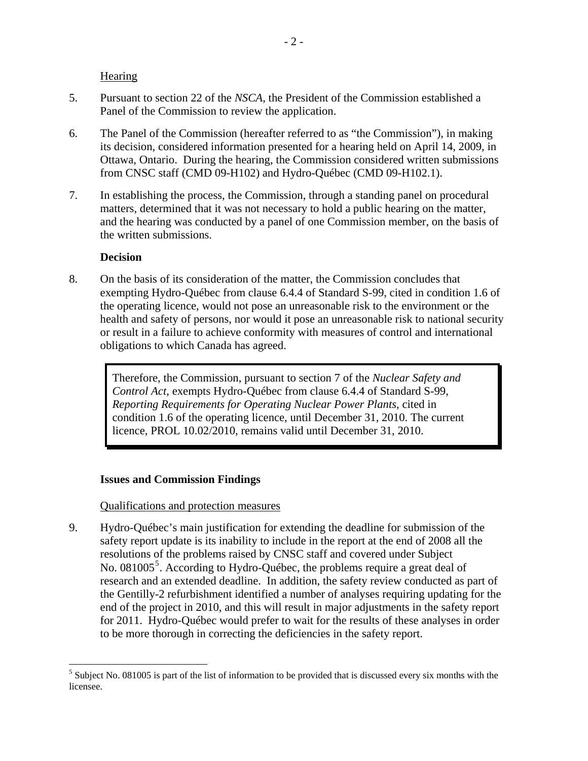Hearing

5. Pursuant to section 22 of the *NSCA*, the President of the Commission established a Panel of the Commission to review the application.

6. The Panel of the Commission (hereafter referred to as "the Commission"), in making its decision, considered information presented for a hearing held on April 14, 2009, in Ottawa, Ontario. During the hearing, the Commission considered written submissions from CNSC staff (CMD 09-H102) and Hydro-Québec (CMD 09-H102.1).

7. In establishing the process, the Commission, through a standing panel on procedural matters, determined that it was not necessary to hold a public hearing on the matter, and the hearing was conducted by a panel of one Commission member, on the basis of the written submissions.

**Decision**

8. On the basis of its consideration of the matter, the Commission concludes that exempting Hydro-Québec from clause 6.4.4 of Standard S-99, cited in condition 1.6 of the operating licence, would not pose an unreasonable risk to the environment or the health and safety of persons, nor would it pose an unreasonable risk to national security or result in a failure to achieve conformity with measures of control and international obligations to which Canada has agreed.

> Therefore, the Commission, pursuant to section 7 of the *Nuclear Safety and Control Act*, exempts Hydro-Québec from clause 6.4.4 of Standard S-99, *Reporting Requirements for Operating Nuclear Power Plants*, cited in condition 1.6 of the operating licence, until December 31, 2010. The current licence, PROL 10.02/2010, remains valid until December 31, 2010.

**Issues and Commission Findings**

Qualifications and protection measures

9. Hydro-Québec's main justification for extending the deadline for submission of the safety report update is its inability to include in the report at the end of 2008 all the resolutions of the problems raised by CNSC staff and covered under Subject No. 081005[5]. According to Hydro-Québec, the problems require a great deal of research and an extended deadline. In addition, the safety review conducted as part of the Gentilly-2 refurbishment identified a number of analyses requiring updating for the end of the project in 2010, and this will result in major adjustments in the safety report for 2011. Hydro-Québec would prefer to wait for the results of these analyses in order to be more thorough in correcting the deficiencies in the safety report.

[5] Subject No. 081005 is part of the list of information to be provided that is discussed every six months with the licensee.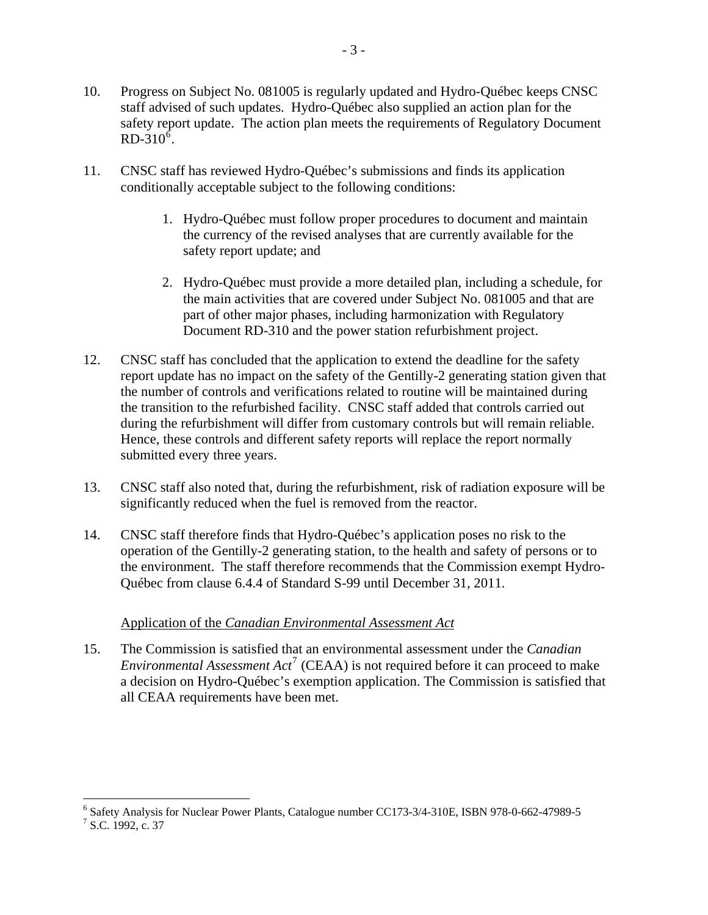10. Progress on Subject No. 081005 is regularly updated and Hydro-Québec keeps CNSC staff advised of such updates. Hydro-Québec also supplied an action plan for the safety report update. The action plan meets the requirements of Regulatory Document RD-310[6].

11. CNSC staff has reviewed Hydro-Québec's submissions and finds its application conditionally acceptable subject to the following conditions:

    1. Hydro-Québec must follow proper procedures to document and maintain the currency of the revised analyses that are currently available for the safety report update; and

    2. Hydro-Québec must provide a more detailed plan, including a schedule, for the main activities that are covered under Subject No. 081005 and that are part of other major phases, including harmonization with Regulatory Document RD-310 and the power station refurbishment project.

12. CNSC staff has concluded that the application to extend the deadline for the safety report update has no impact on the safety of the Gentilly-2 generating station given that the number of controls and verifications related to routine will be maintained during the transition to the refurbished facility. CNSC staff added that controls carried out during the refurbishment will differ from customary controls but will remain reliable. Hence, these controls and different safety reports will replace the report normally submitted every three years.

13. CNSC staff also noted that, during the refurbishment, risk of radiation exposure will be significantly reduced when the fuel is removed from the reactor.

14. CNSC staff therefore finds that Hydro-Québec's application poses no risk to the operation of the Gentilly-2 generating station, to the health and safety of persons or to the environment. The staff therefore recommends that the Commission exempt Hydro-Québec from clause 6.4.4 of Standard S-99 until December 31, 2011.

### Application of the *Canadian Environmental Assessment Act*

15. The Commission is satisfied that an environmental assessment under the *Canadian Environmental Assessment Act*[7] (CEAA) is not required before it can proceed to make a decision on Hydro-Québec's exemption application. The Commission is satisfied that all CEAA requirements have been met.

---

[6] Safety Analysis for Nuclear Power Plants, Catalogue number CC173-3/4-310E, ISBN 978-0-662-47989-5

[7] S.C. 1992, c. 37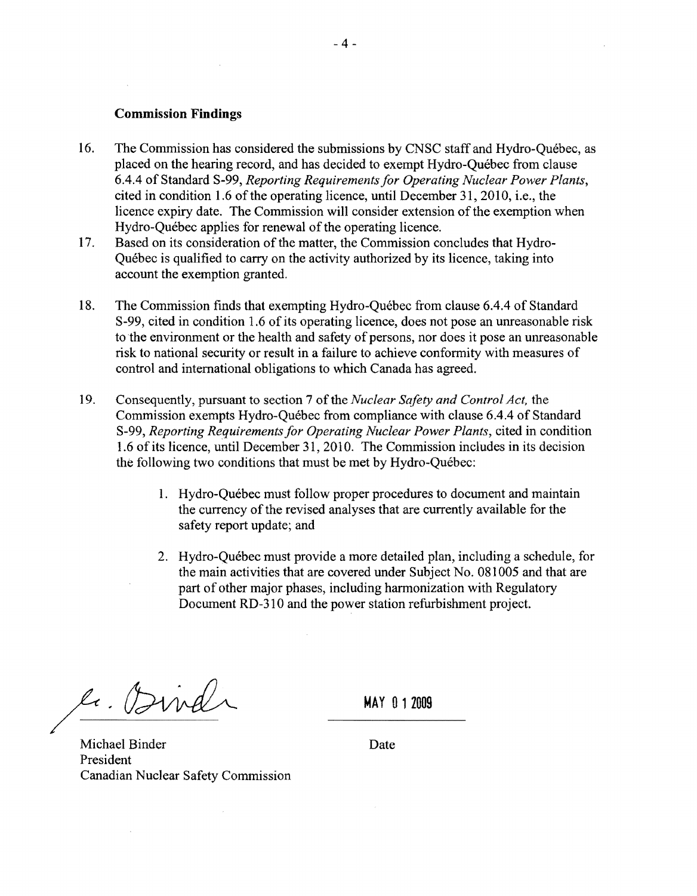**Commission Findings**

16. The Commission has considered the submissions by CNSC staff and Hydro-Québec, as placed on the hearing record, and has decided to exempt Hydro-Québec from clause 6.4.4 of Standard S-99, *Reporting Requirements for Operating Nuclear Power Plants*, cited in condition 1.6 of the operating licence, until December 31, 2010, i.e., the licence expiry date. The Commission will consider extension of the exemption when Hydro-Québec applies for renewal of the operating licence.
17. Based on its consideration of the matter, the Commission concludes that Hydro-Québec is qualified to carry on the activity authorized by its licence, taking into account the exemption granted.
18. The Commission finds that exempting Hydro-Québec from clause 6.4.4 of Standard S-99, cited in condition 1.6 of its operating licence, does not pose an unreasonable risk to the environment or the health and safety of persons, nor does it pose an unreasonable risk to national security or result in a failure to achieve conformity with measures of control and international obligations to which Canada has agreed.
19. Consequently, pursuant to section 7 of the *Nuclear Safety and Control Act*, the Commission exempts Hydro-Québec from compliance with clause 6.4.4 of Standard S-99, *Reporting Requirements for Operating Nuclear Power Plants*, cited in condition 1.6 of its licence, until December 31, 2010. The Commission includes in its decision the following two conditions that must be met by Hydro-Québec:

    1. Hydro-Québec must follow proper procedures to document and maintain the currency of the revised analyses that are currently available for the safety report update; and

    2. Hydro-Québec must provide a more detailed plan, including a schedule, for the main activities that are covered under Subject No. 081005 and that are part of other major phases, including harmonization with Regulatory Document RD-310 and the power station refurbishment project.

Michael Binder
President
Canadian Nuclear Safety Commission

MAY 01 2009

Date